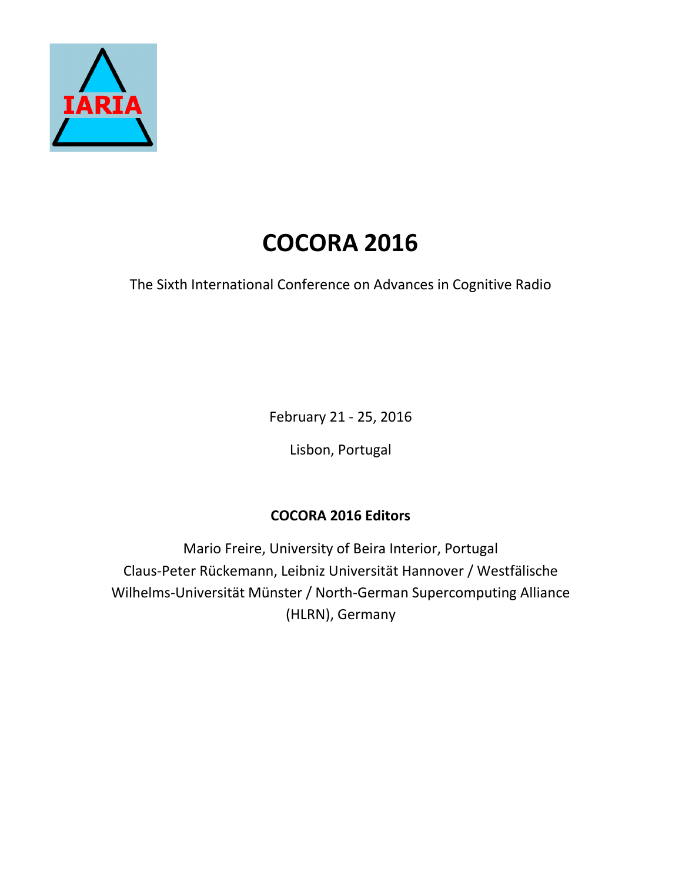IARIA

# COCORA 2016

The Sixth International Conference on Advances in Cognitive Radio

February 21 - 25, 2016

Lisbon, Portugal

**COCORA 2016 Editors**

Mario Freire, University of Beira Interior, Portugal
Claus-Peter Rückemann, Leibniz Universität Hannover / Westfälische Wilhelms-Universität Münster / North-German Supercomputing Alliance (HLRN), Germany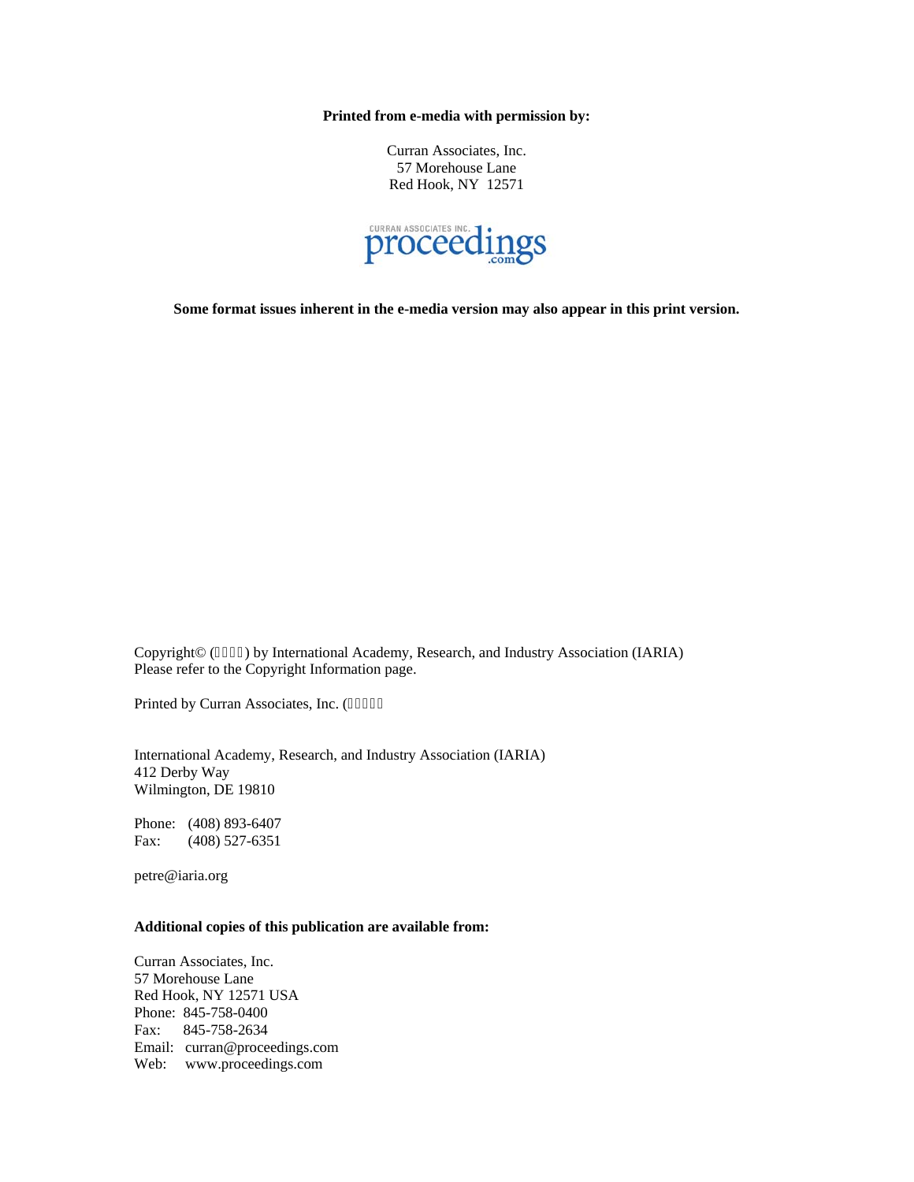**Printed from e-media with permission by:**

Curran Associates, Inc.
57 Morehouse Lane
Red Hook, NY 12571

CURRAN ASSOCIATES INC. proceedings.com

**Some format issues inherent in the e-media version may also appear in this print version.**

Copyright© (▯▯▯▯) by International Academy, Research, and Industry Association (IARIA)
Please refer to the Copyright Information page.

Printed by Curran Associates, Inc. (▯▯▯▯▯

International Academy, Research, and Industry Association (IARIA)
412 Derby Way
Wilmington, DE 19810

Phone: (408) 893-6407
Fax: (408) 527-6351

petre@iaria.org

**Additional copies of this publication are available from:**

Curran Associates, Inc.
57 Morehouse Lane
Red Hook, NY 12571 USA
Phone: 845-758-0400
Fax: 845-758-2634
Email: curran@proceedings.com
Web: www.proceedings.com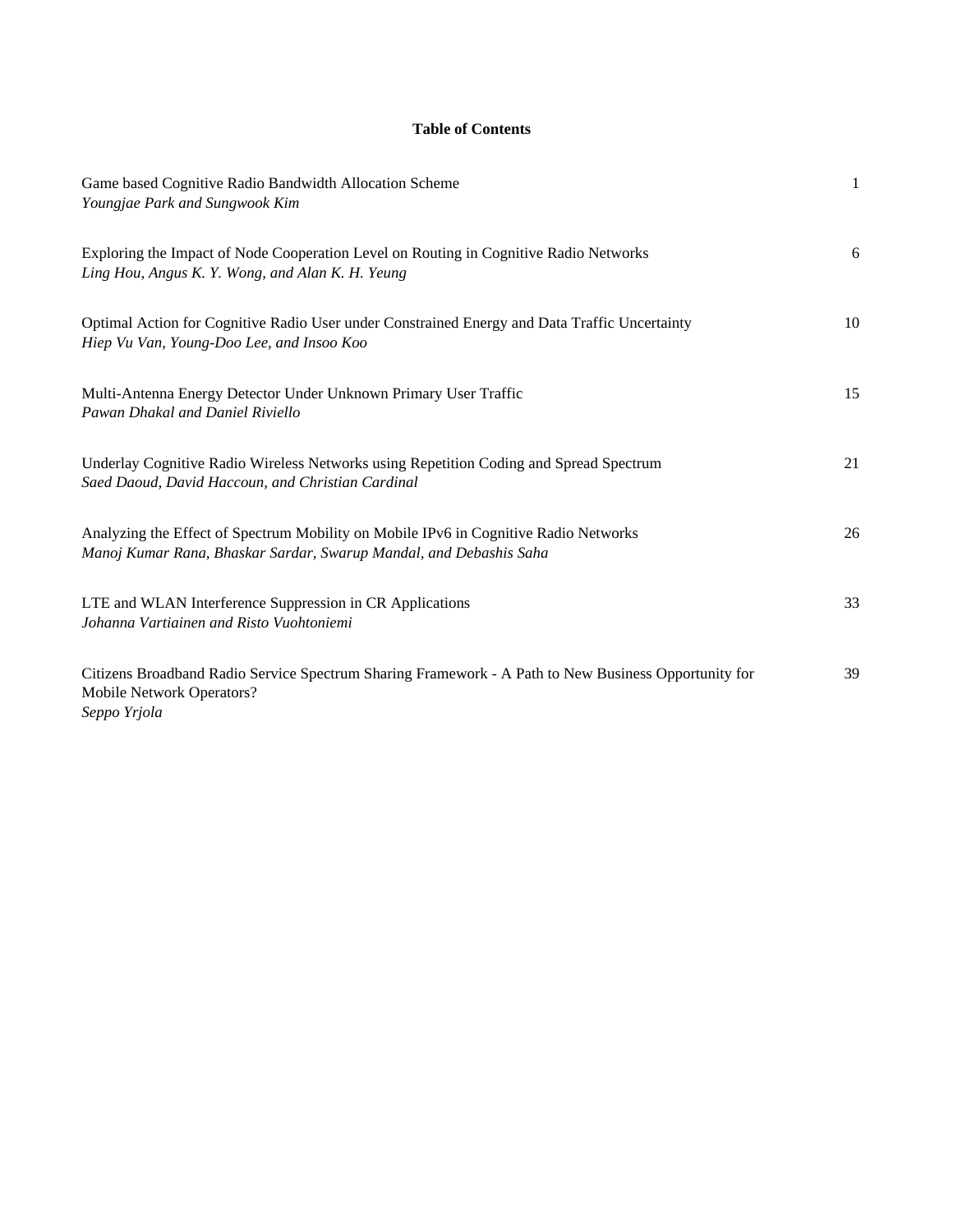**Table of Contents**

Game based Cognitive Radio Bandwidth Allocation Scheme — 1
*Youngjae Park and Sungwook Kim*

Exploring the Impact of Node Cooperation Level on Routing in Cognitive Radio Networks — 6
*Ling Hou, Angus K. Y. Wong, and Alan K. H. Yeung*

Optimal Action for Cognitive Radio User under Constrained Energy and Data Traffic Uncertainty — 10
*Hiep Vu Van, Young-Doo Lee, and Insoo Koo*

Multi-Antenna Energy Detector Under Unknown Primary User Traffic — 15
*Pawan Dhakal and Daniel Riviello*

Underlay Cognitive Radio Wireless Networks using Repetition Coding and Spread Spectrum — 21
*Saed Daoud, David Haccoun, and Christian Cardinal*

Analyzing the Effect of Spectrum Mobility on Mobile IPv6 in Cognitive Radio Networks — 26
*Manoj Kumar Rana, Bhaskar Sardar, Swarup Mandal, and Debashis Saha*

LTE and WLAN Interference Suppression in CR Applications — 33
*Johanna Vartiainen and Risto Vuohtoniemi*

Citizens Broadband Radio Service Spectrum Sharing Framework - A Path to New Business Opportunity for Mobile Network Operators? — 39
*Seppo Yrjola*